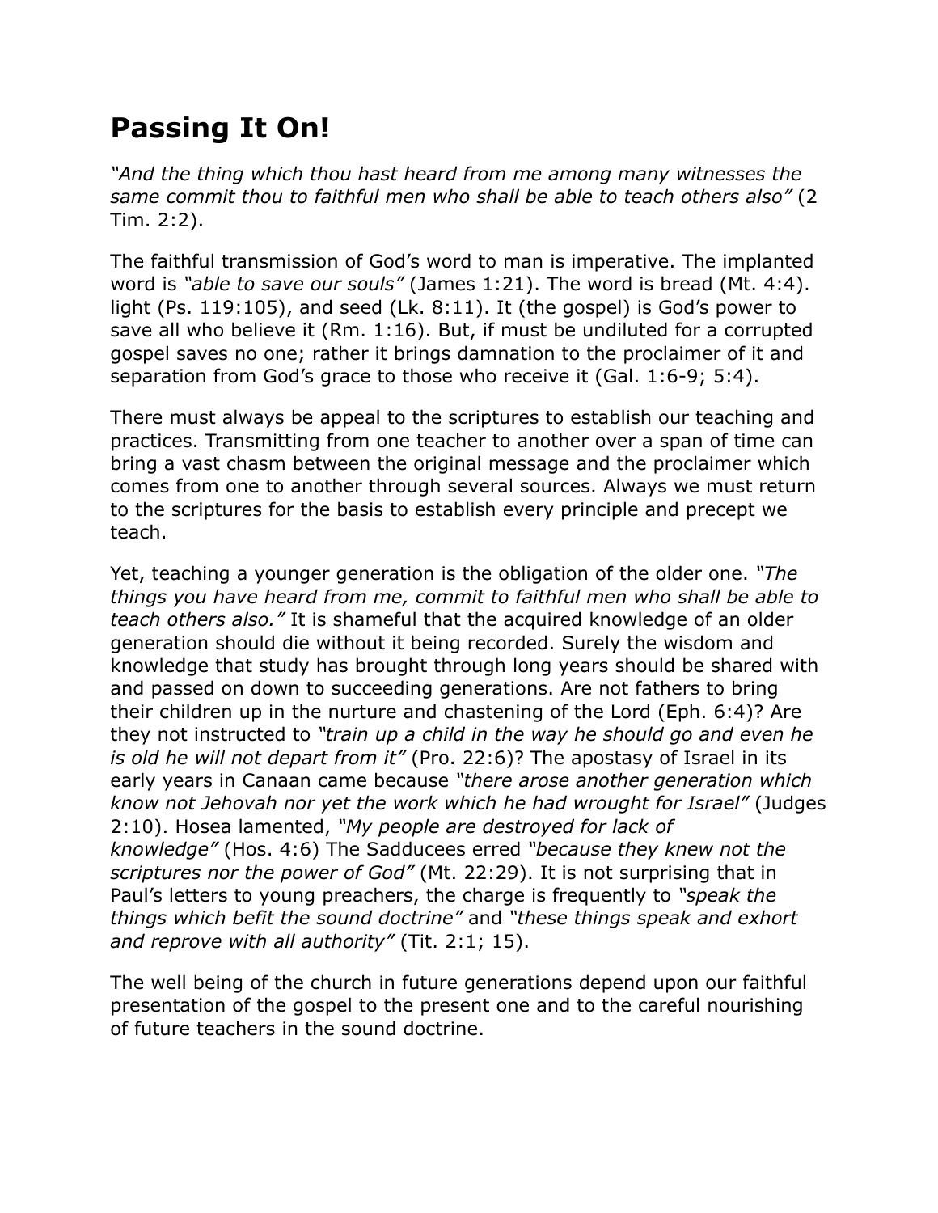# Passing It On!

*"And the thing which thou hast heard from me among many witnesses the same commit thou to faithful men who shall be able to teach others also"* (2 Tim. 2:2).

The faithful transmission of God's word to man is imperative. The implanted word is *"able to save our souls"* (James 1:21). The word is bread (Mt. 4:4). light (Ps. 119:105), and seed (Lk. 8:11). It (the gospel) is God's power to save all who believe it (Rm. 1:16). But, if must be undiluted for a corrupted gospel saves no one; rather it brings damnation to the proclaimer of it and separation from God's grace to those who receive it (Gal. 1:6-9; 5:4).

There must always be appeal to the scriptures to establish our teaching and practices. Transmitting from one teacher to another over a span of time can bring a vast chasm between the original message and the proclaimer which comes from one to another through several sources. Always we must return to the scriptures for the basis to establish every principle and precept we teach.

Yet, teaching a younger generation is the obligation of the older one. *"The things you have heard from me, commit to faithful men who shall be able to teach others also."* It is shameful that the acquired knowledge of an older generation should die without it being recorded. Surely the wisdom and knowledge that study has brought through long years should be shared with and passed on down to succeeding generations. Are not fathers to bring their children up in the nurture and chastening of the Lord (Eph. 6:4)? Are they not instructed to *"train up a child in the way he should go and even he is old he will not depart from it"* (Pro. 22:6)? The apostasy of Israel in its early years in Canaan came because *"there arose another generation which know not Jehovah nor yet the work which he had wrought for Israel"* (Judges 2:10). Hosea lamented, *"My people are destroyed for lack of knowledge"* (Hos. 4:6) The Sadducees erred *"because they knew not the scriptures nor the power of God"* (Mt. 22:29). It is not surprising that in Paul's letters to young preachers, the charge is frequently to *"speak the things which befit the sound doctrine"* and *"these things speak and exhort and reprove with all authority"* (Tit. 2:1; 15).

The well being of the church in future generations depend upon our faithful presentation of the gospel to the present one and to the careful nourishing of future teachers in the sound doctrine.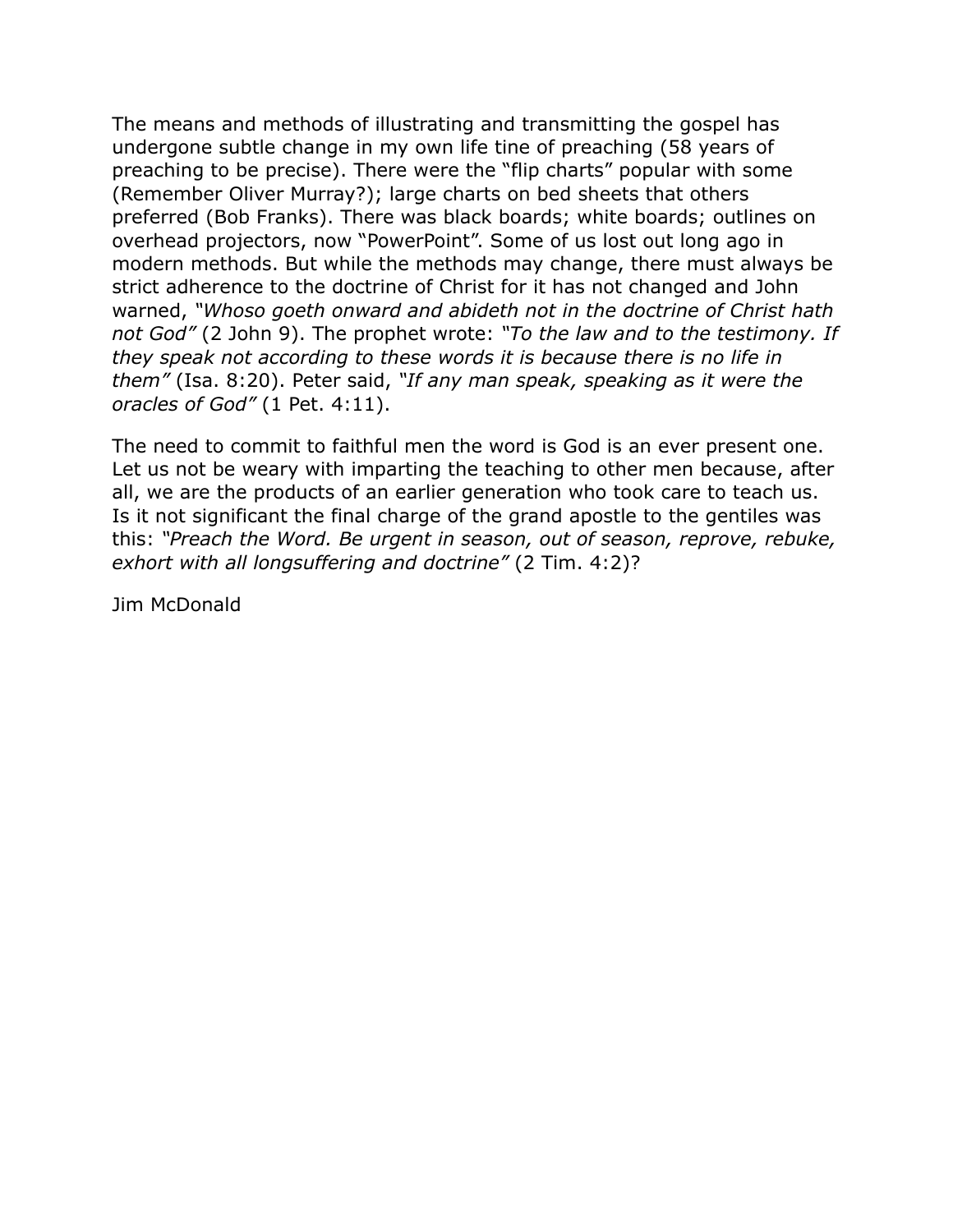The means and methods of illustrating and transmitting the gospel has undergone subtle change in my own life tine of preaching (58 years of preaching to be precise). There were the “flip charts” popular with some (Remember Oliver Murray?); large charts on bed sheets that others preferred (Bob Franks). There was black boards; white boards; outlines on overhead projectors, now “PowerPoint”. Some of us lost out long ago in modern methods. But while the methods may change, there must always be strict adherence to the doctrine of Christ for it has not changed and John warned, *“Whoso goeth onward and abideth not in the doctrine of Christ hath not God”* (2 John 9). The prophet wrote: *“To the law and to the testimony. If they speak not according to these words it is because there is no life in them”* (Isa. 8:20). Peter said, *“If any man speak, speaking as it were the oracles of God”* (1 Pet. 4:11).

The need to commit to faithful men the word is God is an ever present one. Let us not be weary with imparting the teaching to other men because, after all, we are the products of an earlier generation who took care to teach us. Is it not significant the final charge of the grand apostle to the gentiles was this: *“Preach the Word. Be urgent in season, out of season, reprove, rebuke, exhort with all longsuffering and doctrine”* (2 Tim. 4:2)?

Jim McDonald